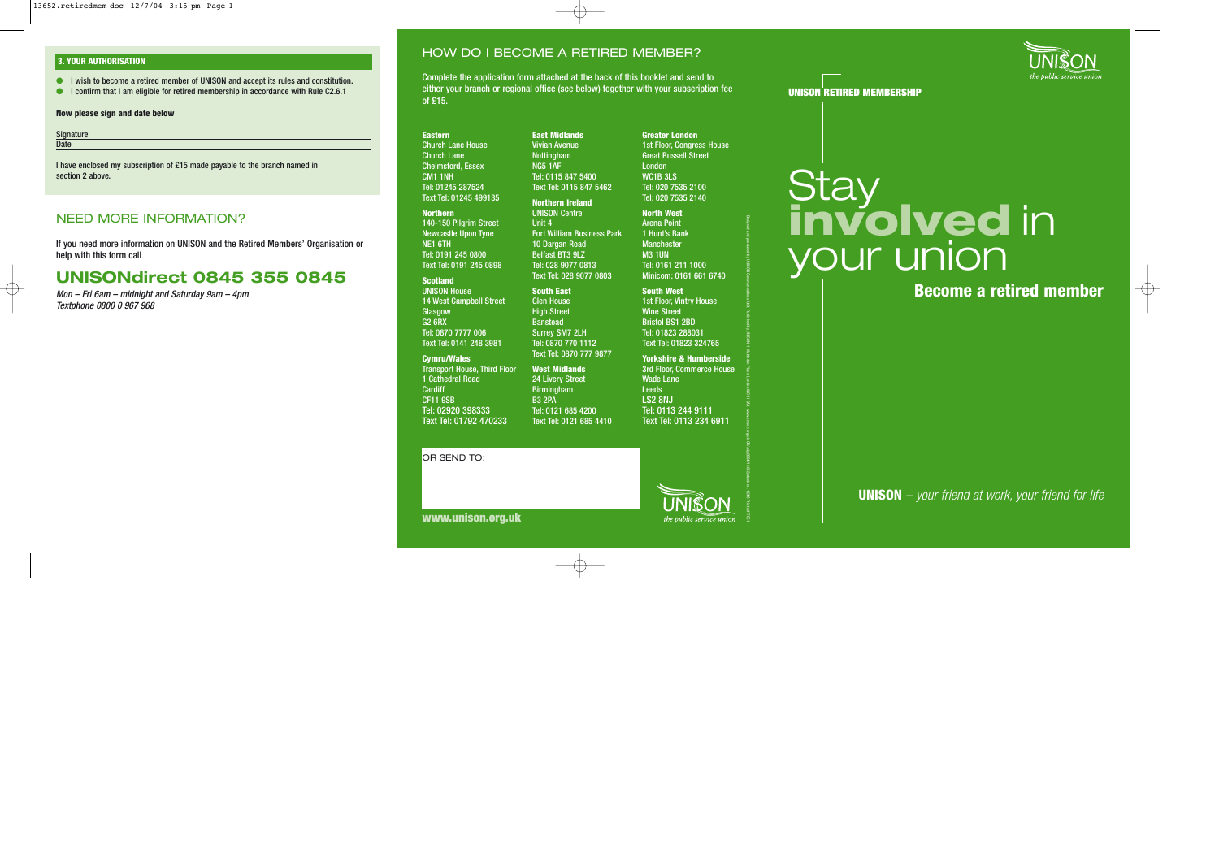## 3. YOUR AUTHORISATION

- I wish to become a retired member of UNISON and accept its rules and constitution.
- I confirm that I am eligible for retired membership in accordance with Rule C2.6.1

**Now please sign and date below**

Signature

Date

I have enclosed my subscription of £15 made payable to the branch named in section 2 above.

## NEED MORE INFORMATION?

If you need more information on UNISON and the Retired Members' Organisation or help with this form call

## UNISONdirect 0845 355 0845

*Mon – Fri 6am – midnight and Saturday 9am – 4pm*
*Textphone 0800 0 967 968*

## HOW DO I BECOME A RETIRED MEMBER?

Complete the application form attached at the back of this booklet and send to either your branch or regional office (see below) together with your subscription fee of £15.

**Eastern**
Church Lane House
Church Lane
Chelmsford, Essex
CM1 1NH
Tel: 01245 287524
Text Tel: 01245 499135

**Northern**
140-150 Pilgrim Street
Newcastle Upon Tyne
NE1 6TH
Tel: 0191 245 0800
Text Tel: 0191 245 0898

**Scotland**
UNISON House
14 West Campbell Street
Glasgow
G2 6RX
Tel: 0870 7777 006
Text Tel: 0141 248 3981

**Cymru/Wales**
Transport House, Third Floor
1 Cathedral Road
Cardiff
CF11 9SB
Tel: 02920 398333
Text Tel: 01792 470233

**East Midlands**
Vivian Avenue
Nottingham
NG5 1AF
Tel: 0115 847 5400
Text Tel: 0115 847 5462

**Northern Ireland**
UNISON Centre
Unit 4
Fort William Business Park
10 Dargan Road
Belfast BT3 9LZ
Tel: 028 9077 0813
Text Tel: 028 9077 0803

**South East**
Glen House
High Street
Banstead
Surrey SM7 2LH
Tel: 0870 770 1112
Text Tel: 0870 777 9877

**West Midlands**
24 Livery Street
Birmingham
B3 2PA
Tel: 0121 685 4200
Text Tel: 0121 685 4410

**Greater London**
1st Floor, Congress House
Great Russell Street
London
WC1B 3LS
Tel: 020 7535 2100
Tel: 020 7535 2140

**North West**
Arena Point
1 Hunt's Bank
Manchester
M3 1UN
Tel: 0161 211 1000
Minicom: 0161 661 6740

**South West**
1st Floor, Vintry House
Wine Street
Bristol BS1 2BD
Tel: 01823 288031
Text Tel: 01823 324765

**Yorkshire & Humberside**
3rd Floor, Commerce House
Wade Lane
Leeds
LS2 8NJ
Tel: 0113 244 9111
Text Tel: 0113 234 6911

OR SEND TO:

**www.unison.org.uk**

UNISON
*the public service union*

UNISON
*the public service union*

**UNISON RETIRED MEMBERSHIP**

# Stay **involved** in your union

## Become a retired member

**UNISON** – *your friend at work, your friend for life*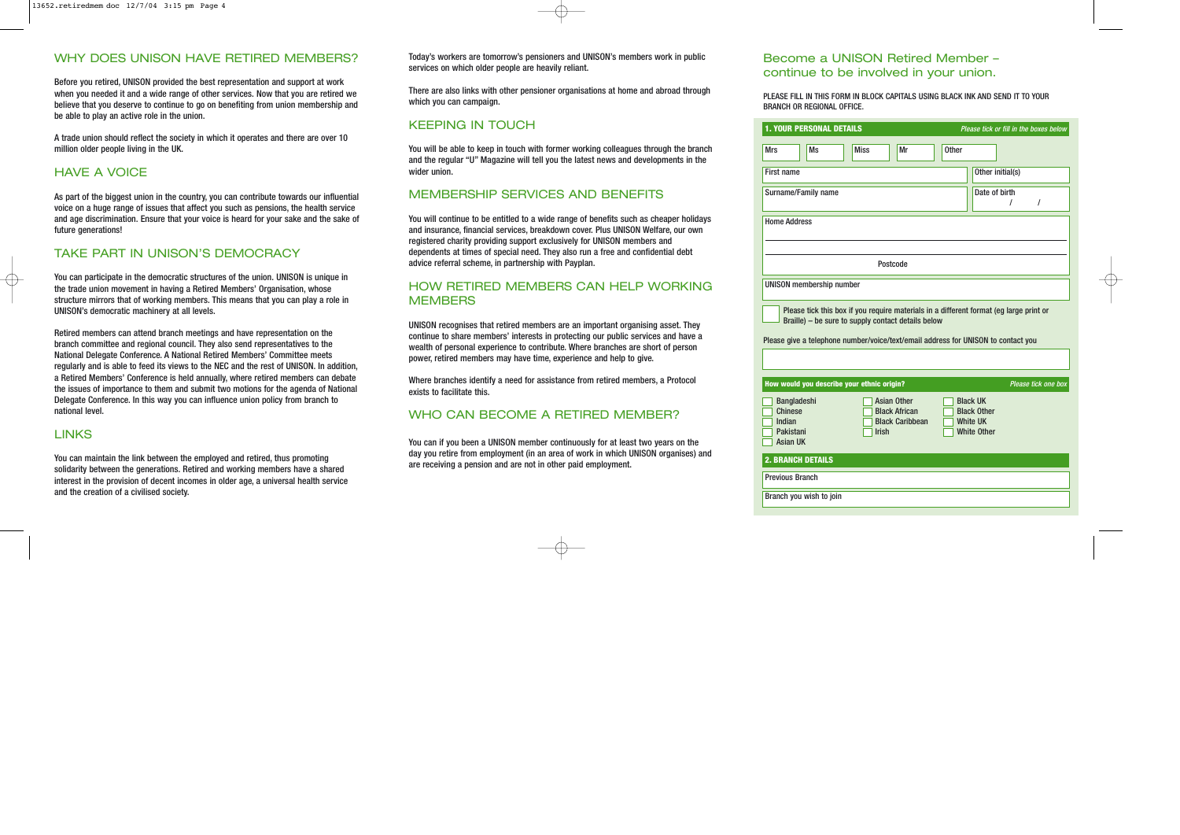## WHY DOES UNISON HAVE RETIRED MEMBERS?

Before you retired, UNISON provided the best representation and support at work when you needed it and a wide range of other services. Now that you are retired we believe that you deserve to continue to go on benefiting from union membership and be able to play an active role in the union.

A trade union should reflect the society in which it operates and there are over 10 million older people living in the UK.

## HAVE A VOICE

As part of the biggest union in the country, you can contribute towards our influential voice on a huge range of issues that affect you such as pensions, the health service and age discrimination. Ensure that your voice is heard for your sake and the sake of future generations!

## TAKE PART IN UNISON'S DEMOCRACY

You can participate in the democratic structures of the union. UNISON is unique in the trade union movement in having a Retired Members' Organisation, whose structure mirrors that of working members. This means that you can play a role in UNISON's democratic machinery at all levels.

Retired members can attend branch meetings and have representation on the branch committee and regional council. They also send representatives to the National Delegate Conference. A National Retired Members' Committee meets regularly and is able to feed its views to the NEC and the rest of UNISON. In addition, a Retired Members' Conference is held annually, where retired members can debate the issues of importance to them and submit two motions for the agenda of National Delegate Conference. In this way you can influence union policy from branch to national level.

## LINKS

You can maintain the link between the employed and retired, thus promoting solidarity between the generations. Retired and working members have a shared interest in the provision of decent incomes in older age, a universal health service and the creation of a civilised society.

Today's workers are tomorrow's pensioners and UNISON's members work in public services on which older people are heavily reliant.

There are also links with other pensioner organisations at home and abroad through which you can campaign.

## KEEPING IN TOUCH

You will be able to keep in touch with former working colleagues through the branch and the regular "U" Magazine will tell you the latest news and developments in the wider union.

## MEMBERSHIP SERVICES AND BENEFITS

You will continue to be entitled to a wide range of benefits such as cheaper holidays and insurance, financial services, breakdown cover. Plus UNISON Welfare, our own registered charity providing support exclusively for UNISON members and dependents at times of special need. They also run a free and confidential debt advice referral scheme, in partnership with Payplan.

## HOW RETIRED MEMBERS CAN HELP WORKING MEMBERS

UNISON recognises that retired members are an important organising asset. They continue to share members' interests in protecting our public services and have a wealth of personal experience to contribute. Where branches are short of person power, retired members may have time, experience and help to give.

Where branches identify a need for assistance from retired members, a Protocol exists to facilitate this.

## WHO CAN BECOME A RETIRED MEMBER?

You can if you been a UNISON member continuously for at least two years on the day you retire from employment (in an area of work in which UNISON organises) and are receiving a pension and are not in other paid employment.

## Become a UNISON Retired Member – continue to be involved in your union.

PLEASE FILL IN THIS FORM IN BLOCK CAPITALS USING BLACK INK AND SEND IT TO YOUR BRANCH OR REGIONAL OFFICE.

**1. YOUR PERSONAL DETAILS** *Please tick or fill in the boxes below*

Mrs ☐ Ms ☐ Miss ☐ Mr ☐ Other ☐

First name

Other initial(s)

Surname/Family name

Date of birth / /

Home Address

Postcode

UNISON membership number

☐ Please tick this box if you require materials in a different format (eg large print or Braille) – be sure to supply contact details below

Please give a telephone number/voice/text/email address for UNISON to contact you

**How would you describe your ethnic origin?** *Please tick one box*

☐ Bangladeshi
☐ Chinese
☐ Indian
☐ Pakistani
☐ Asian UK
☐ Asian Other
☐ Black African
☐ Black Caribbean
☐ Irish
☐ Black UK
☐ Black Other
☐ White UK
☐ White Other

**2. BRANCH DETAILS**

Previous Branch

Branch you wish to join